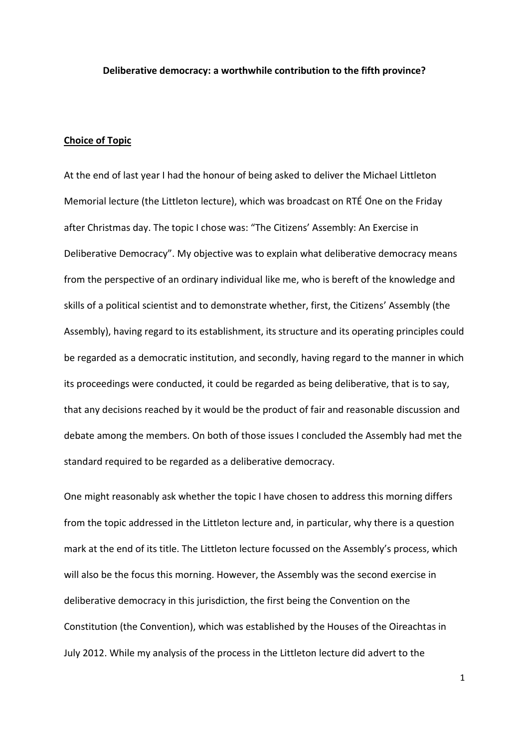**Deliberative democracy: a worthwhile contribution to the fifth province?**

## Choice of Topic

At the end of last year I had the honour of being asked to deliver the Michael Littleton Memorial lecture (the Littleton lecture), which was broadcast on RTÉ One on the Friday after Christmas day. The topic I chose was: "The Citizens' Assembly: An Exercise in Deliberative Democracy". My objective was to explain what deliberative democracy means from the perspective of an ordinary individual like me, who is bereft of the knowledge and skills of a political scientist and to demonstrate whether, first, the Citizens' Assembly (the Assembly), having regard to its establishment, its structure and its operating principles could be regarded as a democratic institution, and secondly, having regard to the manner in which its proceedings were conducted, it could be regarded as being deliberative, that is to say, that any decisions reached by it would be the product of fair and reasonable discussion and debate among the members. On both of those issues I concluded the Assembly had met the standard required to be regarded as a deliberative democracy.

One might reasonably ask whether the topic I have chosen to address this morning differs from the topic addressed in the Littleton lecture and, in particular, why there is a question mark at the end of its title. The Littleton lecture focussed on the Assembly's process, which will also be the focus this morning. However, the Assembly was the second exercise in deliberative democracy in this jurisdiction, the first being the Convention on the Constitution (the Convention), which was established by the Houses of the Oireachtas in July 2012. While my analysis of the process in the Littleton lecture did advert to the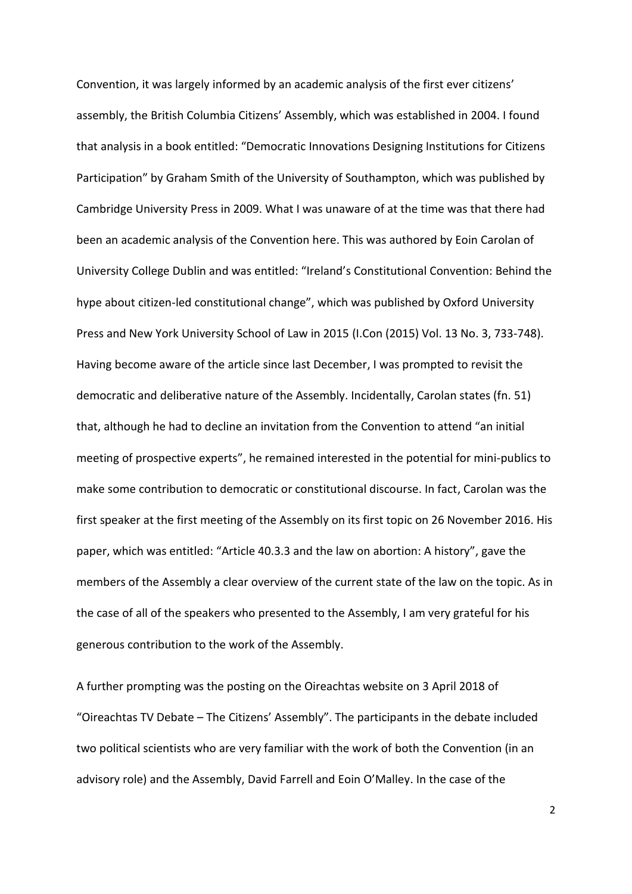Convention, it was largely informed by an academic analysis of the first ever citizens' assembly, the British Columbia Citizens' Assembly, which was established in 2004. I found that analysis in a book entitled: "Democratic Innovations Designing Institutions for Citizens Participation" by Graham Smith of the University of Southampton, which was published by Cambridge University Press in 2009. What I was unaware of at the time was that there had been an academic analysis of the Convention here. This was authored by Eoin Carolan of University College Dublin and was entitled: "Ireland's Constitutional Convention: Behind the hype about citizen-led constitutional change", which was published by Oxford University Press and New York University School of Law in 2015 (I.Con (2015) Vol. 13 No. 3, 733-748). Having become aware of the article since last December, I was prompted to revisit the democratic and deliberative nature of the Assembly. Incidentally, Carolan states (fn. 51) that, although he had to decline an invitation from the Convention to attend "an initial meeting of prospective experts", he remained interested in the potential for mini-publics to make some contribution to democratic or constitutional discourse. In fact, Carolan was the first speaker at the first meeting of the Assembly on its first topic on 26 November 2016. His paper, which was entitled: "Article 40.3.3 and the law on abortion: A history", gave the members of the Assembly a clear overview of the current state of the law on the topic. As in the case of all of the speakers who presented to the Assembly, I am very grateful for his generous contribution to the work of the Assembly.

A further prompting was the posting on the Oireachtas website on 3 April 2018 of "Oireachtas TV Debate – The Citizens' Assembly". The participants in the debate included two political scientists who are very familiar with the work of both the Convention (in an advisory role) and the Assembly, David Farrell and Eoin O'Malley. In the case of the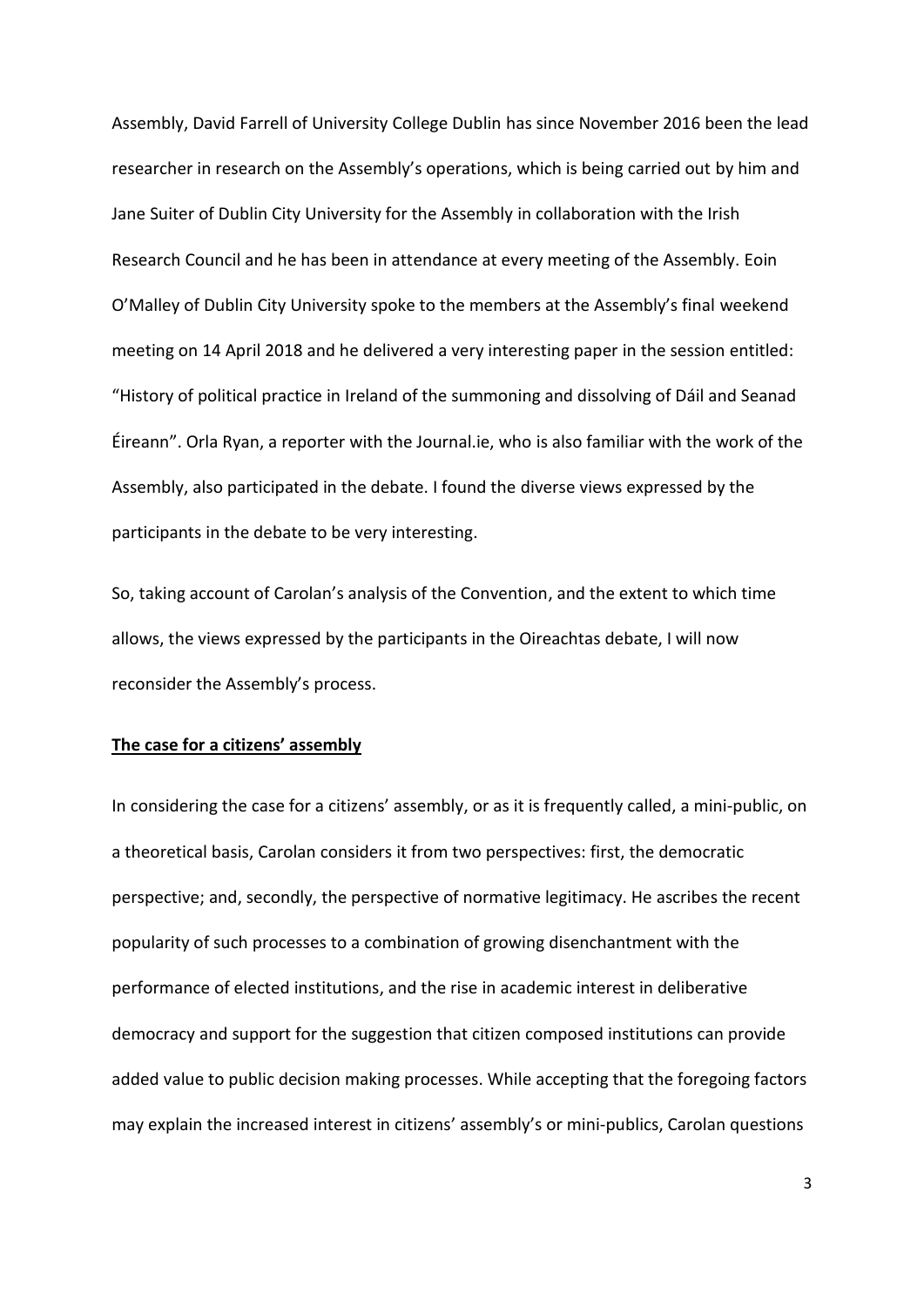Assembly, David Farrell of University College Dublin has since November 2016 been the lead researcher in research on the Assembly's operations, which is being carried out by him and Jane Suiter of Dublin City University for the Assembly in collaboration with the Irish Research Council and he has been in attendance at every meeting of the Assembly. Eoin O'Malley of Dublin City University spoke to the members at the Assembly's final weekend meeting on 14 April 2018 and he delivered a very interesting paper in the session entitled: "History of political practice in Ireland of the summoning and dissolving of Dáil and Seanad Éireann". Orla Ryan, a reporter with the Journal.ie, who is also familiar with the work of the Assembly, also participated in the debate. I found the diverse views expressed by the participants in the debate to be very interesting.

So, taking account of Carolan's analysis of the Convention, and the extent to which time allows, the views expressed by the participants in the Oireachtas debate, I will now reconsider the Assembly's process.

**<u>The case for a citizens' assembly</u>**

In considering the case for a citizens' assembly, or as it is frequently called, a mini-public, on a theoretical basis, Carolan considers it from two perspectives: first, the democratic perspective; and, secondly, the perspective of normative legitimacy. He ascribes the recent popularity of such processes to a combination of growing disenchantment with the performance of elected institutions, and the rise in academic interest in deliberative democracy and support for the suggestion that citizen composed institutions can provide added value to public decision making processes. While accepting that the foregoing factors may explain the increased interest in citizens' assembly's or mini-publics, Carolan questions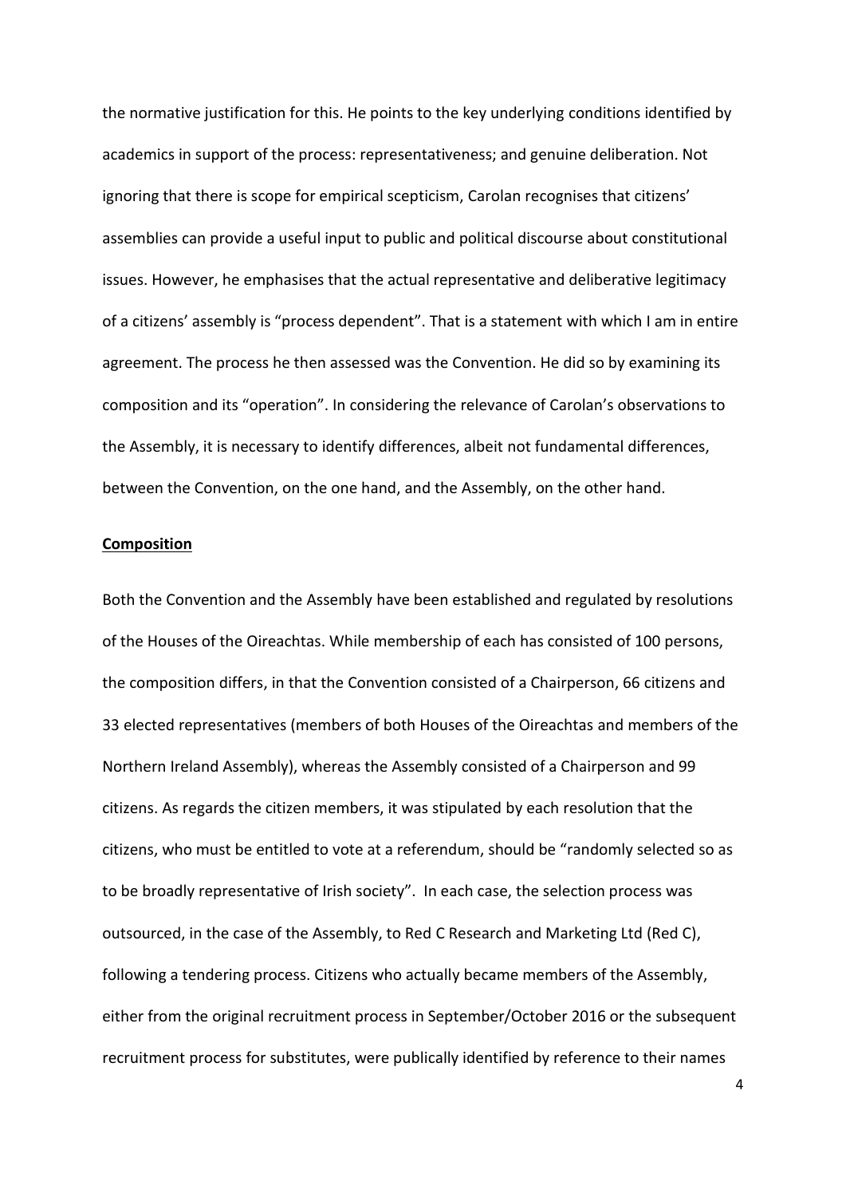the normative justification for this. He points to the key underlying conditions identified by academics in support of the process: representativeness; and genuine deliberation. Not ignoring that there is scope for empirical scepticism, Carolan recognises that citizens' assemblies can provide a useful input to public and political discourse about constitutional issues. However, he emphasises that the actual representative and deliberative legitimacy of a citizens' assembly is "process dependent". That is a statement with which I am in entire agreement. The process he then assessed was the Convention. He did so by examining its composition and its "operation". In considering the relevance of Carolan's observations to the Assembly, it is necessary to identify differences, albeit not fundamental differences, between the Convention, on the one hand, and the Assembly, on the other hand.

**Composition**

Both the Convention and the Assembly have been established and regulated by resolutions of the Houses of the Oireachtas. While membership of each has consisted of 100 persons, the composition differs, in that the Convention consisted of a Chairperson, 66 citizens and 33 elected representatives (members of both Houses of the Oireachtas and members of the Northern Ireland Assembly), whereas the Assembly consisted of a Chairperson and 99 citizens. As regards the citizen members, it was stipulated by each resolution that the citizens, who must be entitled to vote at a referendum, should be "randomly selected so as to be broadly representative of Irish society". In each case, the selection process was outsourced, in the case of the Assembly, to Red C Research and Marketing Ltd (Red C), following a tendering process. Citizens who actually became members of the Assembly, either from the original recruitment process in September/October 2016 or the subsequent recruitment process for substitutes, were publically identified by reference to their names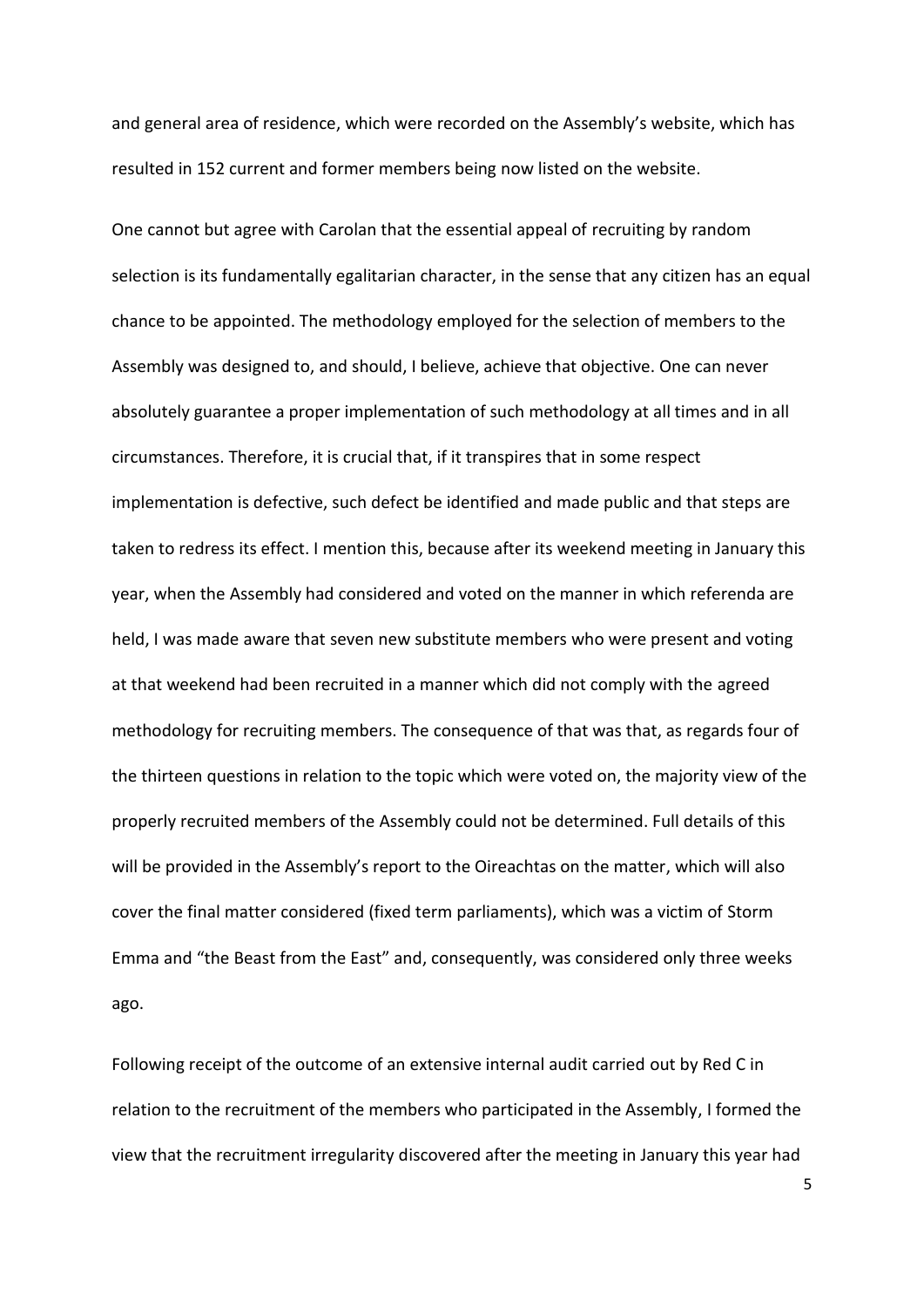and general area of residence, which were recorded on the Assembly's website, which has resulted in 152 current and former members being now listed on the website.

One cannot but agree with Carolan that the essential appeal of recruiting by random selection is its fundamentally egalitarian character, in the sense that any citizen has an equal chance to be appointed. The methodology employed for the selection of members to the Assembly was designed to, and should, I believe, achieve that objective. One can never absolutely guarantee a proper implementation of such methodology at all times and in all circumstances. Therefore, it is crucial that, if it transpires that in some respect implementation is defective, such defect be identified and made public and that steps are taken to redress its effect. I mention this, because after its weekend meeting in January this year, when the Assembly had considered and voted on the manner in which referenda are held, I was made aware that seven new substitute members who were present and voting at that weekend had been recruited in a manner which did not comply with the agreed methodology for recruiting members. The consequence of that was that, as regards four of the thirteen questions in relation to the topic which were voted on, the majority view of the properly recruited members of the Assembly could not be determined. Full details of this will be provided in the Assembly's report to the Oireachtas on the matter, which will also cover the final matter considered (fixed term parliaments), which was a victim of Storm Emma and "the Beast from the East" and, consequently, was considered only three weeks ago.

Following receipt of the outcome of an extensive internal audit carried out by Red C in relation to the recruitment of the members who participated in the Assembly, I formed the view that the recruitment irregularity discovered after the meeting in January this year had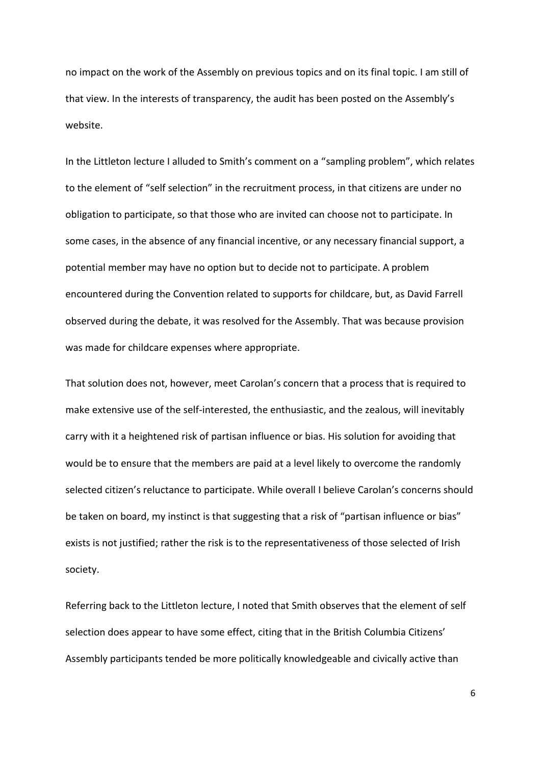no impact on the work of the Assembly on previous topics and on its final topic. I am still of that view. In the interests of transparency, the audit has been posted on the Assembly's website.

In the Littleton lecture I alluded to Smith's comment on a "sampling problem", which relates to the element of "self selection" in the recruitment process, in that citizens are under no obligation to participate, so that those who are invited can choose not to participate. In some cases, in the absence of any financial incentive, or any necessary financial support, a potential member may have no option but to decide not to participate. A problem encountered during the Convention related to supports for childcare, but, as David Farrell observed during the debate, it was resolved for the Assembly. That was because provision was made for childcare expenses where appropriate.

That solution does not, however, meet Carolan's concern that a process that is required to make extensive use of the self-interested, the enthusiastic, and the zealous, will inevitably carry with it a heightened risk of partisan influence or bias. His solution for avoiding that would be to ensure that the members are paid at a level likely to overcome the randomly selected citizen's reluctance to participate. While overall I believe Carolan's concerns should be taken on board, my instinct is that suggesting that a risk of "partisan influence or bias" exists is not justified; rather the risk is to the representativeness of those selected of Irish society.

Referring back to the Littleton lecture, I noted that Smith observes that the element of self selection does appear to have some effect, citing that in the British Columbia Citizens' Assembly participants tended be more politically knowledgeable and civically active than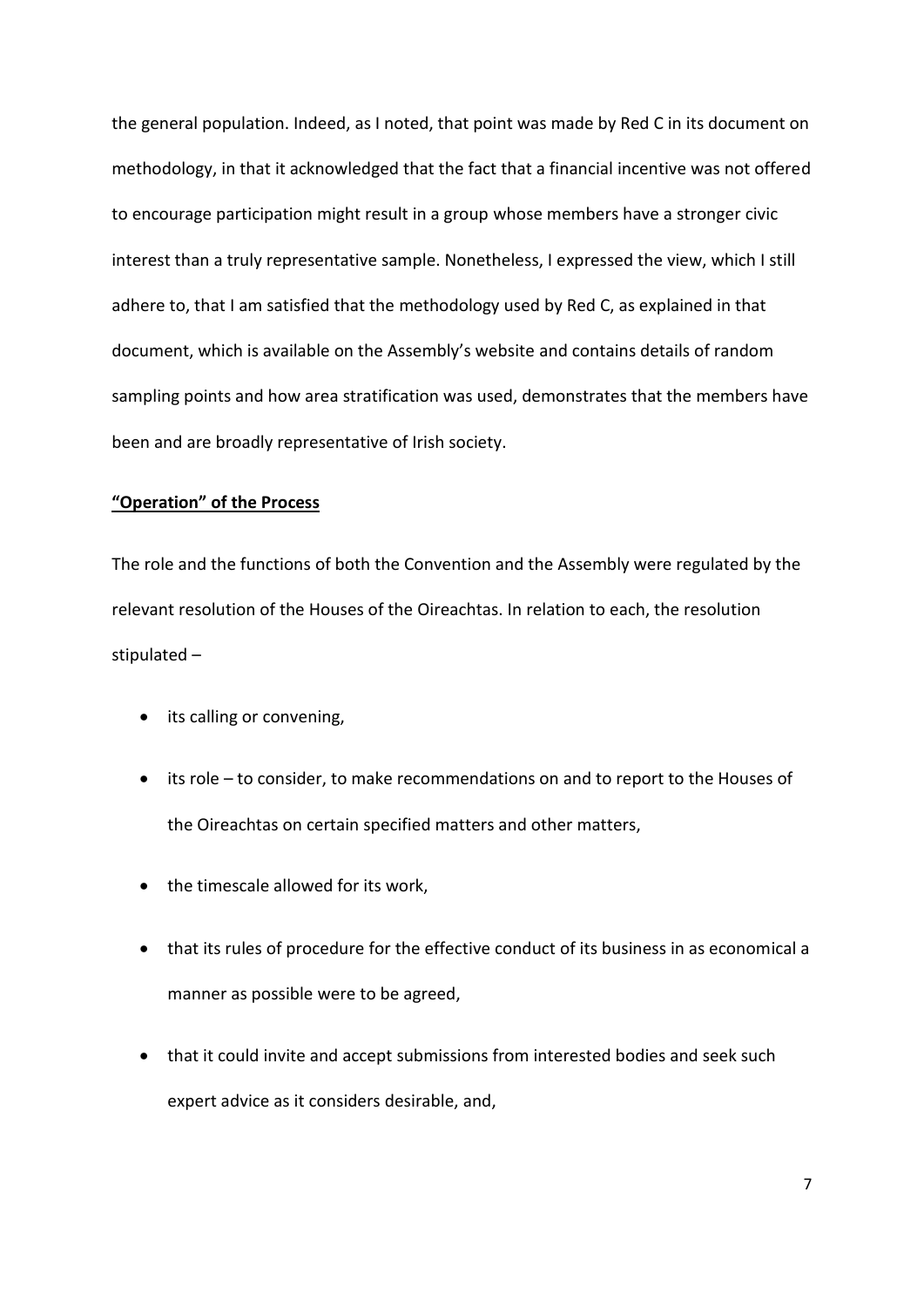the general population. Indeed, as I noted, that point was made by Red C in its document on methodology, in that it acknowledged that the fact that a financial incentive was not offered to encourage participation might result in a group whose members have a stronger civic interest than a truly representative sample. Nonetheless, I expressed the view, which I still adhere to, that I am satisfied that the methodology used by Red C, as explained in that document, which is available on the Assembly's website and contains details of random sampling points and how area stratification was used, demonstrates that the members have been and are broadly representative of Irish society.

## **"Operation" of the Process**

The role and the functions of both the Convention and the Assembly were regulated by the relevant resolution of the Houses of the Oireachtas. In relation to each, the resolution stipulated –

- its calling or convening,
- its role – to consider, to make recommendations on and to report to the Houses of the Oireachtas on certain specified matters and other matters,
- the timescale allowed for its work,
- that its rules of procedure for the effective conduct of its business in as economical a manner as possible were to be agreed,
- that it could invite and accept submissions from interested bodies and seek such expert advice as it considers desirable, and,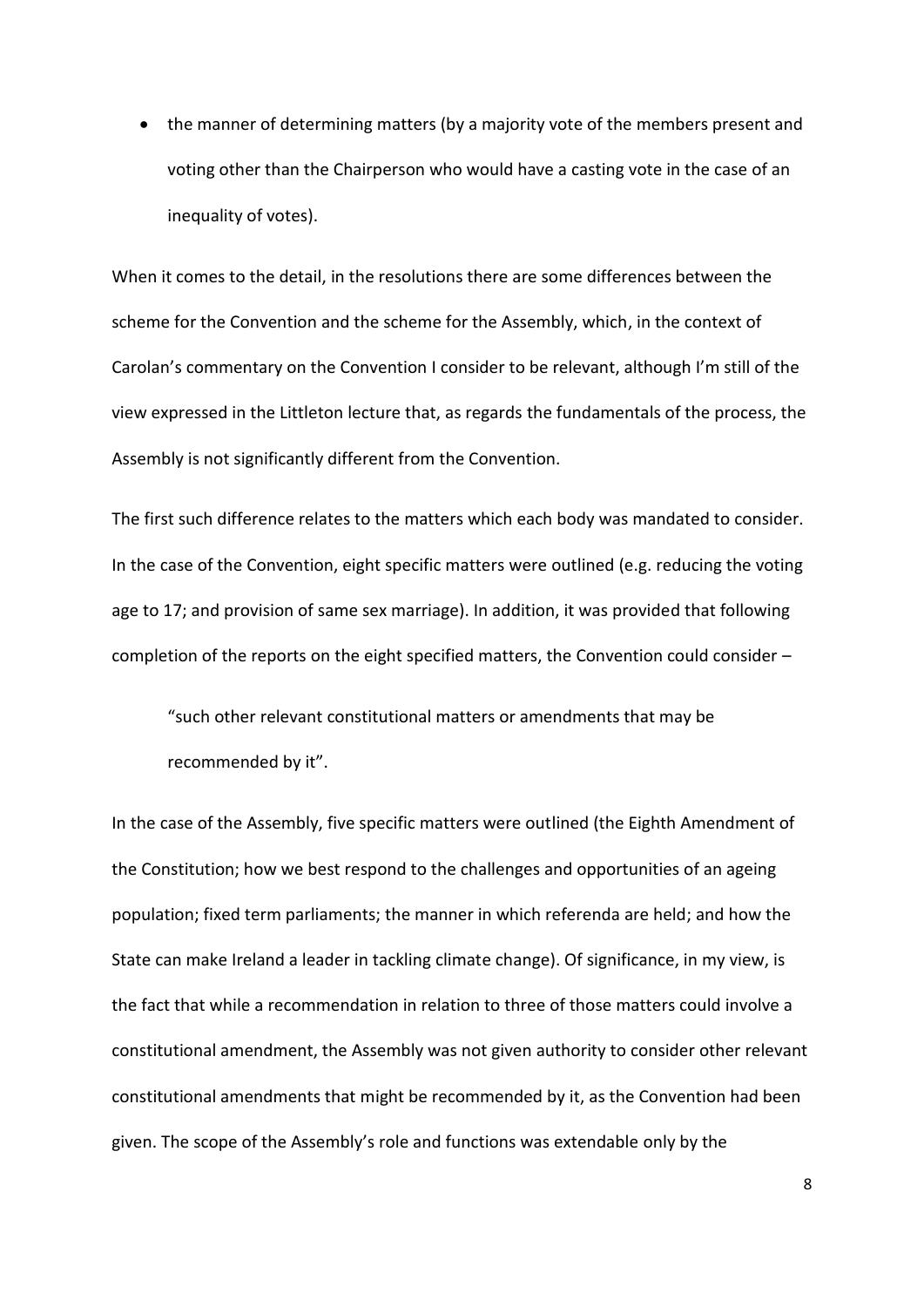- the manner of determining matters (by a majority vote of the members present and voting other than the Chairperson who would have a casting vote in the case of an inequality of votes).

When it comes to the detail, in the resolutions there are some differences between the scheme for the Convention and the scheme for the Assembly, which, in the context of Carolan's commentary on the Convention I consider to be relevant, although I'm still of the view expressed in the Littleton lecture that, as regards the fundamentals of the process, the Assembly is not significantly different from the Convention.

The first such difference relates to the matters which each body was mandated to consider. In the case of the Convention, eight specific matters were outlined (e.g. reducing the voting age to 17; and provision of same sex marriage). In addition, it was provided that following completion of the reports on the eight specified matters, the Convention could consider –

> "such other relevant constitutional matters or amendments that may be recommended by it".

In the case of the Assembly, five specific matters were outlined (the Eighth Amendment of the Constitution; how we best respond to the challenges and opportunities of an ageing population; fixed term parliaments; the manner in which referenda are held; and how the State can make Ireland a leader in tackling climate change). Of significance, in my view, is the fact that while a recommendation in relation to three of those matters could involve a constitutional amendment, the Assembly was not given authority to consider other relevant constitutional amendments that might be recommended by it, as the Convention had been given. The scope of the Assembly's role and functions was extendable only by the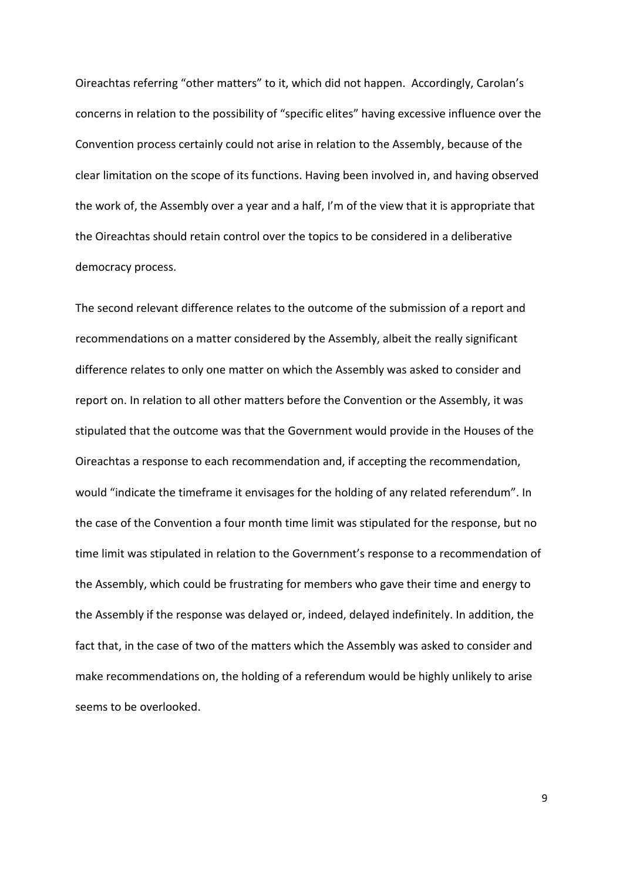Oireachtas referring "other matters" to it, which did not happen. Accordingly, Carolan's concerns in relation to the possibility of "specific elites" having excessive influence over the Convention process certainly could not arise in relation to the Assembly, because of the clear limitation on the scope of its functions. Having been involved in, and having observed the work of, the Assembly over a year and a half, I'm of the view that it is appropriate that the Oireachtas should retain control over the topics to be considered in a deliberative democracy process.

The second relevant difference relates to the outcome of the submission of a report and recommendations on a matter considered by the Assembly, albeit the really significant difference relates to only one matter on which the Assembly was asked to consider and report on. In relation to all other matters before the Convention or the Assembly, it was stipulated that the outcome was that the Government would provide in the Houses of the Oireachtas a response to each recommendation and, if accepting the recommendation, would "indicate the timeframe it envisages for the holding of any related referendum". In the case of the Convention a four month time limit was stipulated for the response, but no time limit was stipulated in relation to the Government's response to a recommendation of the Assembly, which could be frustrating for members who gave their time and energy to the Assembly if the response was delayed or, indeed, delayed indefinitely. In addition, the fact that, in the case of two of the matters which the Assembly was asked to consider and make recommendations on, the holding of a referendum would be highly unlikely to arise seems to be overlooked.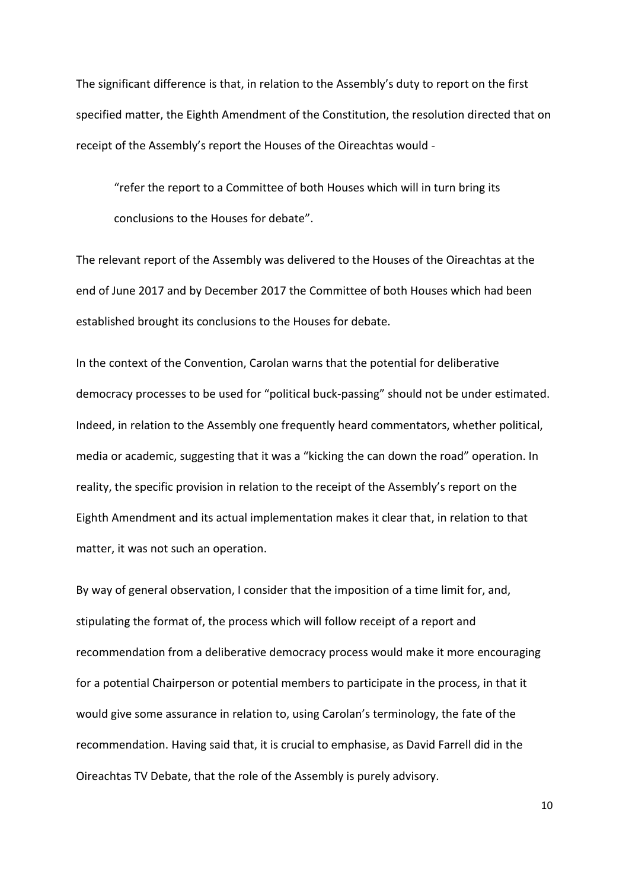The significant difference is that, in relation to the Assembly's duty to report on the first specified matter, the Eighth Amendment of the Constitution, the resolution directed that on receipt of the Assembly's report the Houses of the Oireachtas would -

> "refer the report to a Committee of both Houses which will in turn bring its conclusions to the Houses for debate".

The relevant report of the Assembly was delivered to the Houses of the Oireachtas at the end of June 2017 and by December 2017 the Committee of both Houses which had been established brought its conclusions to the Houses for debate.

In the context of the Convention, Carolan warns that the potential for deliberative democracy processes to be used for "political buck-passing" should not be under estimated. Indeed, in relation to the Assembly one frequently heard commentators, whether political, media or academic, suggesting that it was a "kicking the can down the road" operation. In reality, the specific provision in relation to the receipt of the Assembly's report on the Eighth Amendment and its actual implementation makes it clear that, in relation to that matter, it was not such an operation.

By way of general observation, I consider that the imposition of a time limit for, and, stipulating the format of, the process which will follow receipt of a report and recommendation from a deliberative democracy process would make it more encouraging for a potential Chairperson or potential members to participate in the process, in that it would give some assurance in relation to, using Carolan's terminology, the fate of the recommendation. Having said that, it is crucial to emphasise, as David Farrell did in the Oireachtas TV Debate, that the role of the Assembly is purely advisory.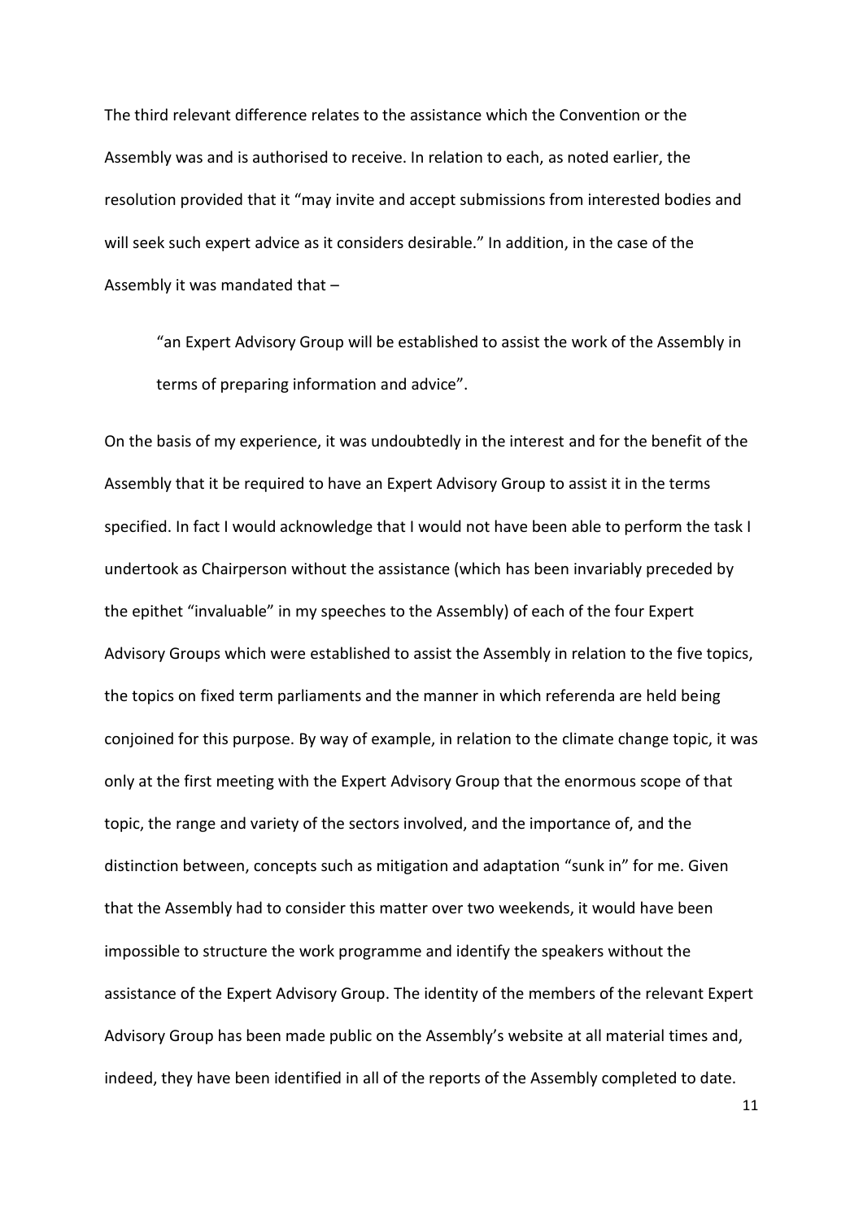The third relevant difference relates to the assistance which the Convention or the Assembly was and is authorised to receive. In relation to each, as noted earlier, the resolution provided that it "may invite and accept submissions from interested bodies and will seek such expert advice as it considers desirable." In addition, in the case of the Assembly it was mandated that –

> "an Expert Advisory Group will be established to assist the work of the Assembly in terms of preparing information and advice".

On the basis of my experience, it was undoubtedly in the interest and for the benefit of the Assembly that it be required to have an Expert Advisory Group to assist it in the terms specified. In fact I would acknowledge that I would not have been able to perform the task I undertook as Chairperson without the assistance (which has been invariably preceded by the epithet "invaluable" in my speeches to the Assembly) of each of the four Expert Advisory Groups which were established to assist the Assembly in relation to the five topics, the topics on fixed term parliaments and the manner in which referenda are held being conjoined for this purpose. By way of example, in relation to the climate change topic, it was only at the first meeting with the Expert Advisory Group that the enormous scope of that topic, the range and variety of the sectors involved, and the importance of, and the distinction between, concepts such as mitigation and adaptation "sunk in" for me. Given that the Assembly had to consider this matter over two weekends, it would have been impossible to structure the work programme and identify the speakers without the assistance of the Expert Advisory Group. The identity of the members of the relevant Expert Advisory Group has been made public on the Assembly's website at all material times and, indeed, they have been identified in all of the reports of the Assembly completed to date.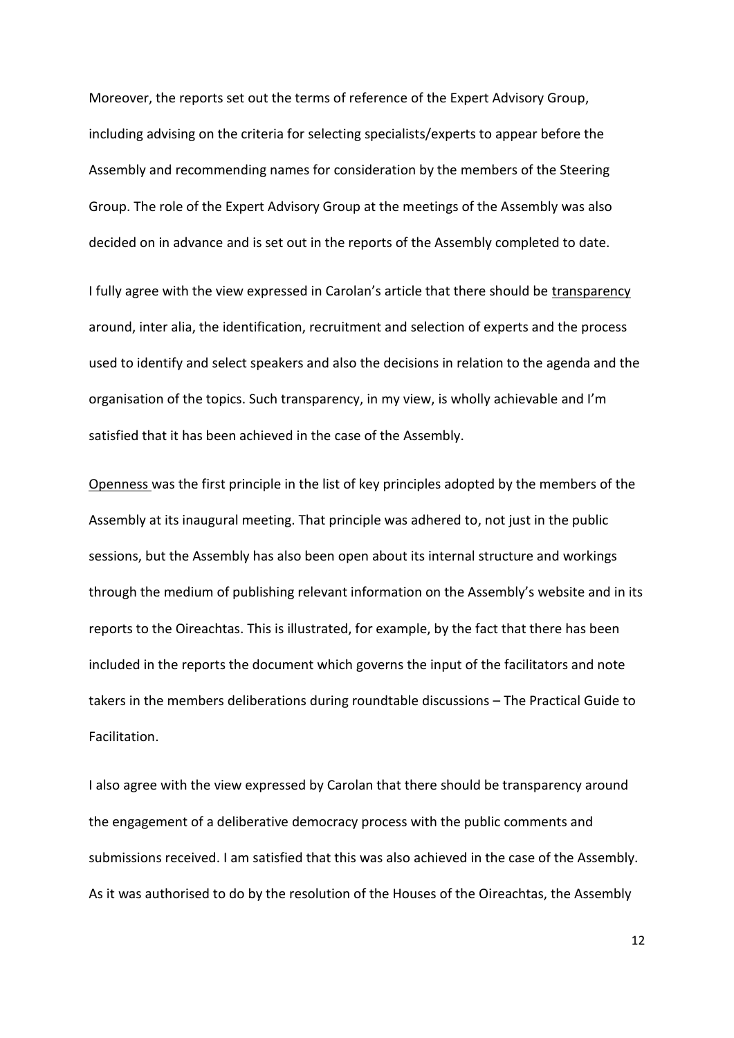Moreover, the reports set out the terms of reference of the Expert Advisory Group, including advising on the criteria for selecting specialists/experts to appear before the Assembly and recommending names for consideration by the members of the Steering Group. The role of the Expert Advisory Group at the meetings of the Assembly was also decided on in advance and is set out in the reports of the Assembly completed to date.

I fully agree with the view expressed in Carolan's article that there should be <u>transparency</u> around, inter alia, the identification, recruitment and selection of experts and the process used to identify and select speakers and also the decisions in relation to the agenda and the organisation of the topics. Such transparency, in my view, is wholly achievable and I'm satisfied that it has been achieved in the case of the Assembly.

<u>Openness</u> was the first principle in the list of key principles adopted by the members of the Assembly at its inaugural meeting. That principle was adhered to, not just in the public sessions, but the Assembly has also been open about its internal structure and workings through the medium of publishing relevant information on the Assembly's website and in its reports to the Oireachtas. This is illustrated, for example, by the fact that there has been included in the reports the document which governs the input of the facilitators and note takers in the members deliberations during roundtable discussions – The Practical Guide to Facilitation.

I also agree with the view expressed by Carolan that there should be transparency around the engagement of a deliberative democracy process with the public comments and submissions received. I am satisfied that this was also achieved in the case of the Assembly. As it was authorised to do by the resolution of the Houses of the Oireachtas, the Assembly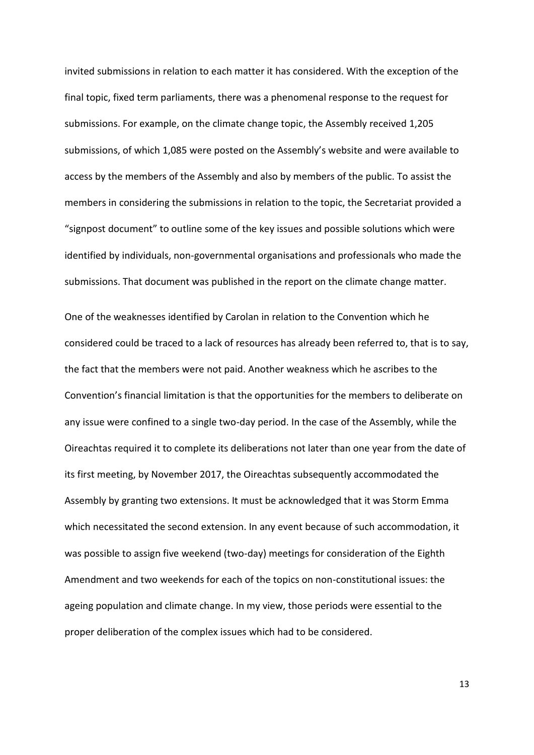invited submissions in relation to each matter it has considered. With the exception of the final topic, fixed term parliaments, there was a phenomenal response to the request for submissions. For example, on the climate change topic, the Assembly received 1,205 submissions, of which 1,085 were posted on the Assembly's website and were available to access by the members of the Assembly and also by members of the public. To assist the members in considering the submissions in relation to the topic, the Secretariat provided a "signpost document" to outline some of the key issues and possible solutions which were identified by individuals, non-governmental organisations and professionals who made the submissions. That document was published in the report on the climate change matter.

One of the weaknesses identified by Carolan in relation to the Convention which he considered could be traced to a lack of resources has already been referred to, that is to say, the fact that the members were not paid. Another weakness which he ascribes to the Convention's financial limitation is that the opportunities for the members to deliberate on any issue were confined to a single two-day period. In the case of the Assembly, while the Oireachtas required it to complete its deliberations not later than one year from the date of its first meeting, by November 2017, the Oireachtas subsequently accommodated the Assembly by granting two extensions. It must be acknowledged that it was Storm Emma which necessitated the second extension. In any event because of such accommodation, it was possible to assign five weekend (two-day) meetings for consideration of the Eighth Amendment and two weekends for each of the topics on non-constitutional issues: the ageing population and climate change. In my view, those periods were essential to the proper deliberation of the complex issues which had to be considered.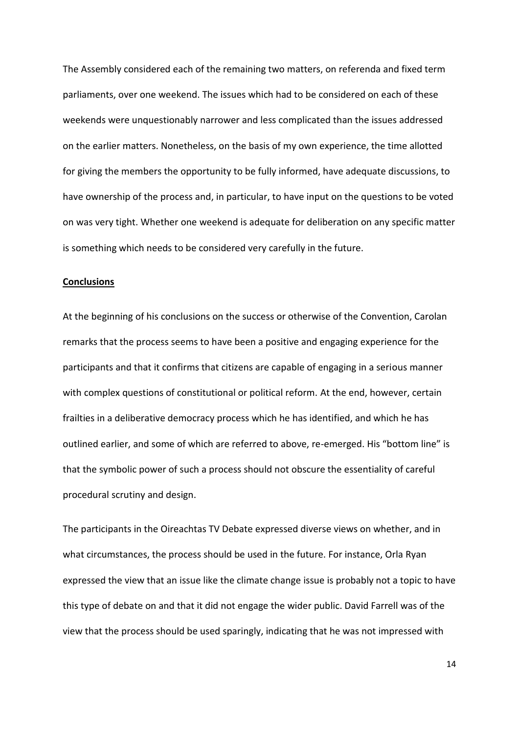The Assembly considered each of the remaining two matters, on referenda and fixed term parliaments, over one weekend. The issues which had to be considered on each of these weekends were unquestionably narrower and less complicated than the issues addressed on the earlier matters. Nonetheless, on the basis of my own experience, the time allotted for giving the members the opportunity to be fully informed, have adequate discussions, to have ownership of the process and, in particular, to have input on the questions to be voted on was very tight. Whether one weekend is adequate for deliberation on any specific matter is something which needs to be considered very carefully in the future.

**Conclusions**

At the beginning of his conclusions on the success or otherwise of the Convention, Carolan remarks that the process seems to have been a positive and engaging experience for the participants and that it confirms that citizens are capable of engaging in a serious manner with complex questions of constitutional or political reform. At the end, however, certain frailties in a deliberative democracy process which he has identified, and which he has outlined earlier, and some of which are referred to above, re-emerged. His "bottom line" is that the symbolic power of such a process should not obscure the essentiality of careful procedural scrutiny and design.

The participants in the Oireachtas TV Debate expressed diverse views on whether, and in what circumstances, the process should be used in the future. For instance, Orla Ryan expressed the view that an issue like the climate change issue is probably not a topic to have this type of debate on and that it did not engage the wider public. David Farrell was of the view that the process should be used sparingly, indicating that he was not impressed with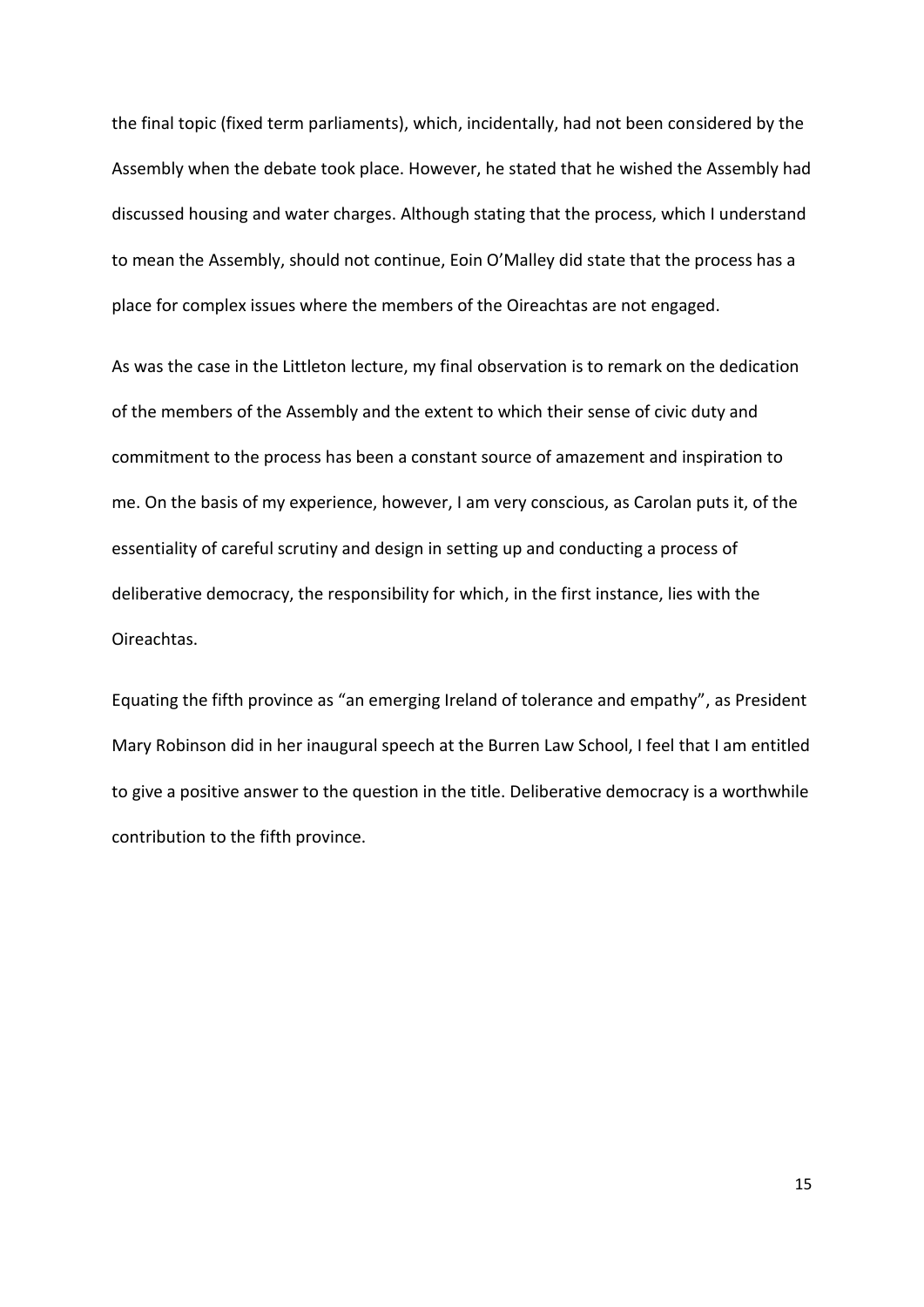the final topic (fixed term parliaments), which, incidentally, had not been considered by the Assembly when the debate took place. However, he stated that he wished the Assembly had discussed housing and water charges. Although stating that the process, which I understand to mean the Assembly, should not continue, Eoin O'Malley did state that the process has a place for complex issues where the members of the Oireachtas are not engaged.

As was the case in the Littleton lecture, my final observation is to remark on the dedication of the members of the Assembly and the extent to which their sense of civic duty and commitment to the process has been a constant source of amazement and inspiration to me. On the basis of my experience, however, I am very conscious, as Carolan puts it, of the essentiality of careful scrutiny and design in setting up and conducting a process of deliberative democracy, the responsibility for which, in the first instance, lies with the Oireachtas.

Equating the fifth province as "an emerging Ireland of tolerance and empathy", as President Mary Robinson did in her inaugural speech at the Burren Law School, I feel that I am entitled to give a positive answer to the question in the title. Deliberative democracy is a worthwhile contribution to the fifth province.